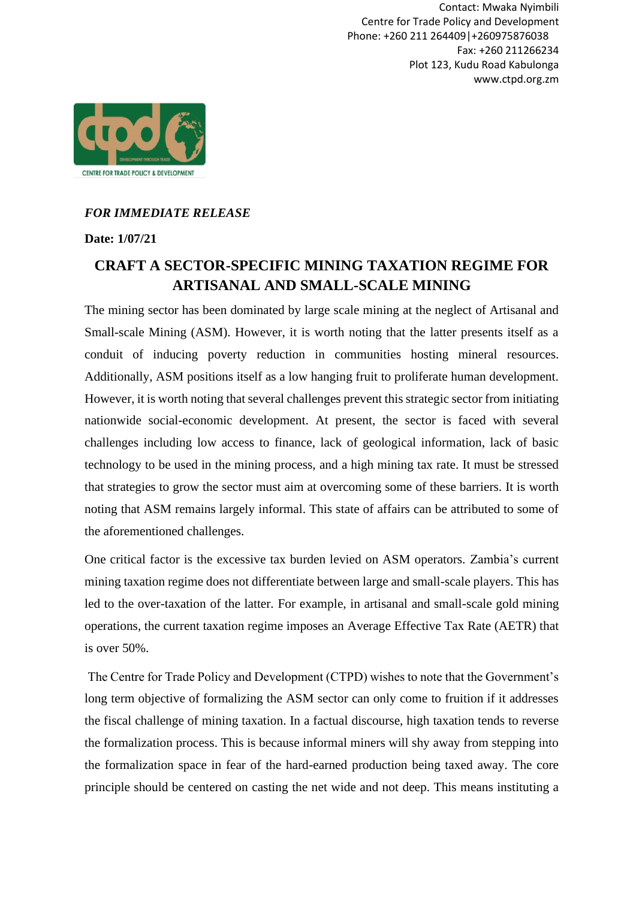Contact: Mwaka Nyimbili
Centre for Trade Policy and Development
Phone: +260 211 264409|+260975876038
Fax: +260 211266234
Plot 123, Kudu Road Kabulonga
www.ctpd.org.zm

***FOR IMMEDIATE RELEASE***

**Date: 1/07/21**

# CRAFT A SECTOR-SPECIFIC MINING TAXATION REGIME FOR ARTISANAL AND SMALL-SCALE MINING

The mining sector has been dominated by large scale mining at the neglect of Artisanal and Small-scale Mining (ASM). However, it is worth noting that the latter presents itself as a conduit of inducing poverty reduction in communities hosting mineral resources. Additionally, ASM positions itself as a low hanging fruit to proliferate human development. However, it is worth noting that several challenges prevent this strategic sector from initiating nationwide social-economic development. At present, the sector is faced with several challenges including low access to finance, lack of geological information, lack of basic technology to be used in the mining process, and a high mining tax rate. It must be stressed that strategies to grow the sector must aim at overcoming some of these barriers. It is worth noting that ASM remains largely informal. This state of affairs can be attributed to some of the aforementioned challenges.

One critical factor is the excessive tax burden levied on ASM operators. Zambia's current mining taxation regime does not differentiate between large and small-scale players. This has led to the over-taxation of the latter. For example, in artisanal and small-scale gold mining operations, the current taxation regime imposes an Average Effective Tax Rate (AETR) that is over 50%.

The Centre for Trade Policy and Development (CTPD) wishes to note that the Government's long term objective of formalizing the ASM sector can only come to fruition if it addresses the fiscal challenge of mining taxation. In a factual discourse, high taxation tends to reverse the formalization process. This is because informal miners will shy away from stepping into the formalization space in fear of the hard-earned production being taxed away. The core principle should be centered on casting the net wide and not deep. This means instituting a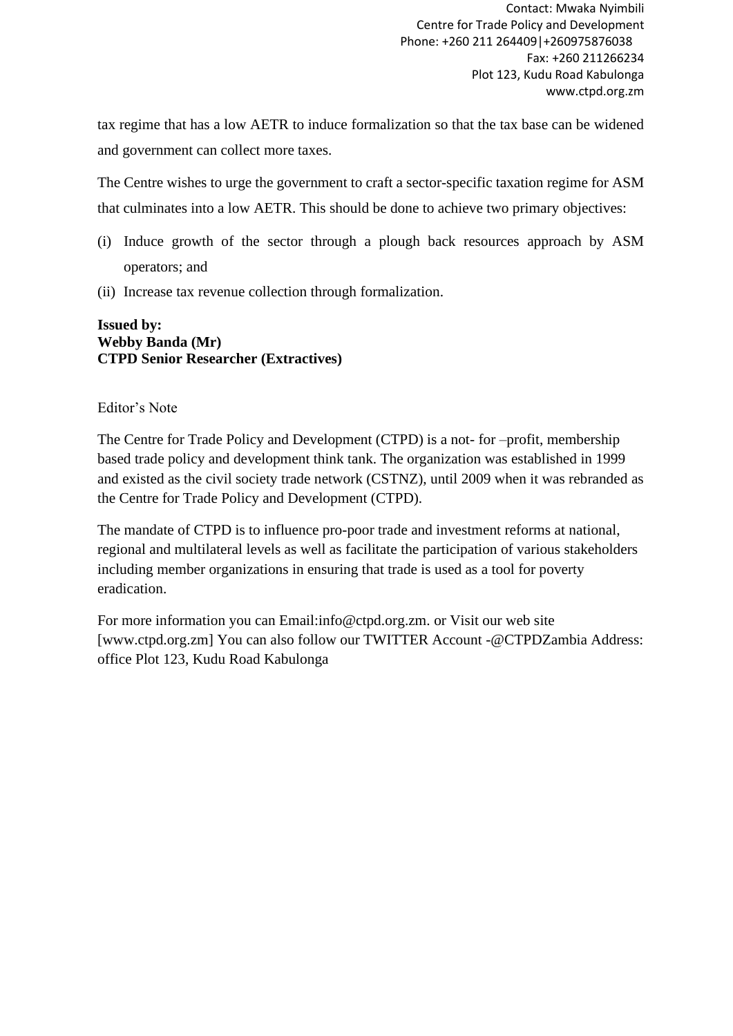tax regime that has a low AETR to induce formalization so that the tax base can be widened and government can collect more taxes.

The Centre wishes to urge the government to craft a sector-specific taxation regime for ASM that culminates into a low AETR. This should be done to achieve two primary objectives:

(i) Induce growth of the sector through a plough back resources approach by ASM operators; and
(ii) Increase tax revenue collection through formalization.

**Issued by:**
**Webby Banda (Mr)**
**CTPD Senior Researcher (Extractives)**

Editor's Note

The Centre for Trade Policy and Development (CTPD) is a not- for –profit, membership based trade policy and development think tank. The organization was established in 1999 and existed as the civil society trade network (CSTNZ), until 2009 when it was rebranded as the Centre for Trade Policy and Development (CTPD).

The mandate of CTPD is to influence pro-poor trade and investment reforms at national, regional and multilateral levels as well as facilitate the participation of various stakeholders including member organizations in ensuring that trade is used as a tool for poverty eradication.

For more information you can Email:info@ctpd.org.zm. or Visit our web site [www.ctpd.org.zm] You can also follow our TWITTER Account -@CTPDZambia Address: office Plot 123, Kudu Road Kabulonga